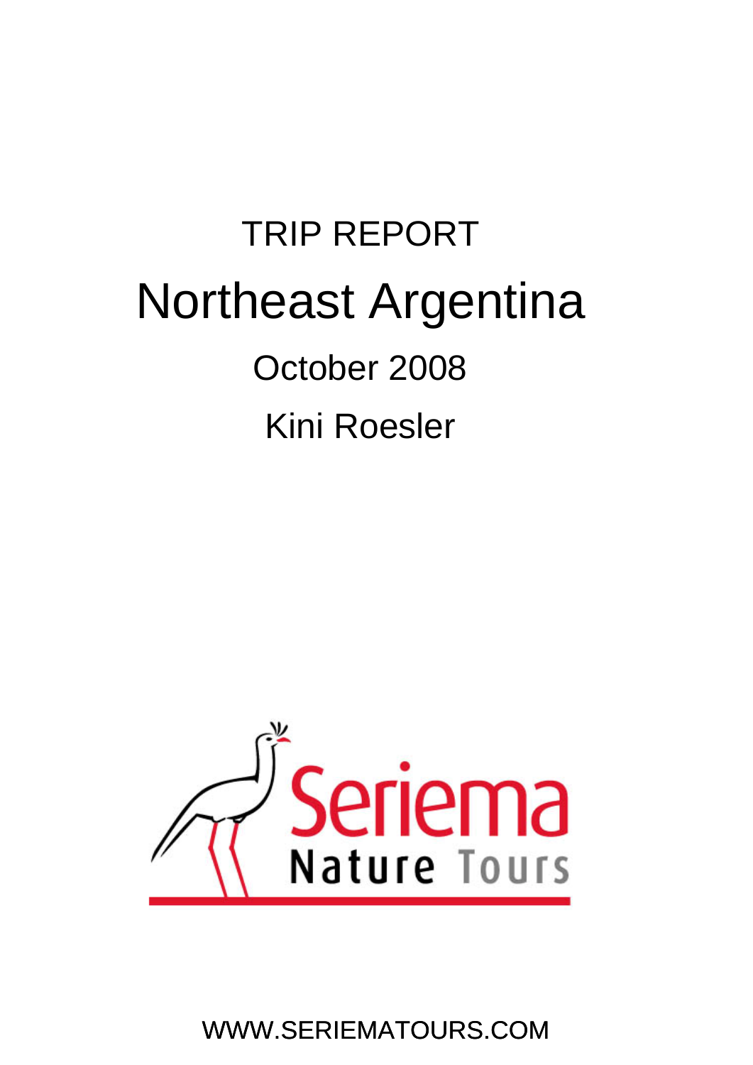TRIP REPORT

# Northeast Argentina

October 2008

Kini Roesler

Seriema

Nature Tours

WWW.SERIEMATOURS.COM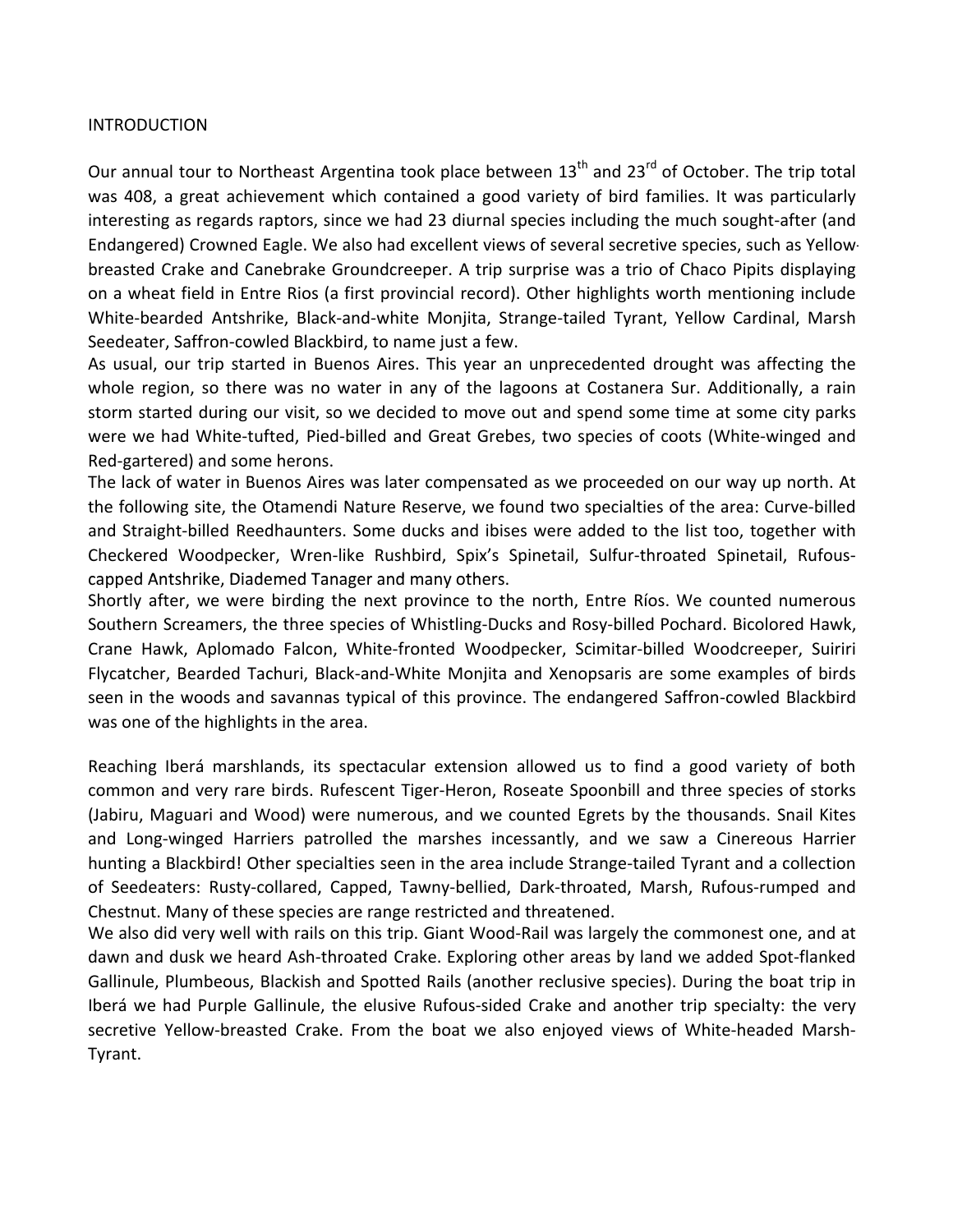# INTRODUCTION

Our annual tour to Northeast Argentina took place between 13th and 23rd of October. The trip total was 408, a great achievement which contained a good variety of bird families. It was particularly interesting as regards raptors, since we had 23 diurnal species including the much sought-after (and Endangered) Crowned Eagle. We also had excellent views of several secretive species, such as Yellow-breasted Crake and Canebrake Groundcreeper. A trip surprise was a trio of Chaco Pipits displaying on a wheat field in Entre Rios (a first provincial record). Other highlights worth mentioning include White-bearded Antshrike, Black-and-white Monjita, Strange-tailed Tyrant, Yellow Cardinal, Marsh Seedeater, Saffron-cowled Blackbird, to name just a few.

As usual, our trip started in Buenos Aires. This year an unprecedented drought was affecting the whole region, so there was no water in any of the lagoons at Costanera Sur. Additionally, a rain storm started during our visit, so we decided to move out and spend some time at some city parks were we had White-tufted, Pied-billed and Great Grebes, two species of coots (White-winged and Red-gartered) and some herons.

The lack of water in Buenos Aires was later compensated as we proceeded on our way up north. At the following site, the Otamendi Nature Reserve, we found two specialties of the area: Curve-billed and Straight-billed Reedhaunters. Some ducks and ibises were added to the list too, together with Checkered Woodpecker, Wren-like Rushbird, Spix's Spinetail, Sulfur-throated Spinetail, Rufous-capped Antshrike, Diademed Tanager and many others.

Shortly after, we were birding the next province to the north, Entre Ríos. We counted numerous Southern Screamers, the three species of Whistling-Ducks and Rosy-billed Pochard. Bicolored Hawk, Crane Hawk, Aplomado Falcon, White-fronted Woodpecker, Scimitar-billed Woodcreeper, Suiriri Flycatcher, Bearded Tachuri, Black-and-White Monjita and Xenopsaris are some examples of birds seen in the woods and savannas typical of this province. The endangered Saffron-cowled Blackbird was one of the highlights in the area.

Reaching Iberá marshlands, its spectacular extension allowed us to find a good variety of both common and very rare birds. Rufescent Tiger-Heron, Roseate Spoonbill and three species of storks (Jabiru, Maguari and Wood) were numerous, and we counted Egrets by the thousands. Snail Kites and Long-winged Harriers patrolled the marshes incessantly, and we saw a Cinereous Harrier hunting a Blackbird! Other specialties seen in the area include Strange-tailed Tyrant and a collection of Seedeaters: Rusty-collared, Capped, Tawny-bellied, Dark-throated, Marsh, Rufous-rumped and Chestnut. Many of these species are range restricted and threatened.

We also did very well with rails on this trip. Giant Wood-Rail was largely the commonest one, and at dawn and dusk we heard Ash-throated Crake. Exploring other areas by land we added Spot-flanked Gallinule, Plumbeous, Blackish and Spotted Rails (another reclusive species). During the boat trip in Iberá we had Purple Gallinule, the elusive Rufous-sided Crake and another trip specialty: the very secretive Yellow-breasted Crake. From the boat we also enjoyed views of White-headed Marsh-Tyrant.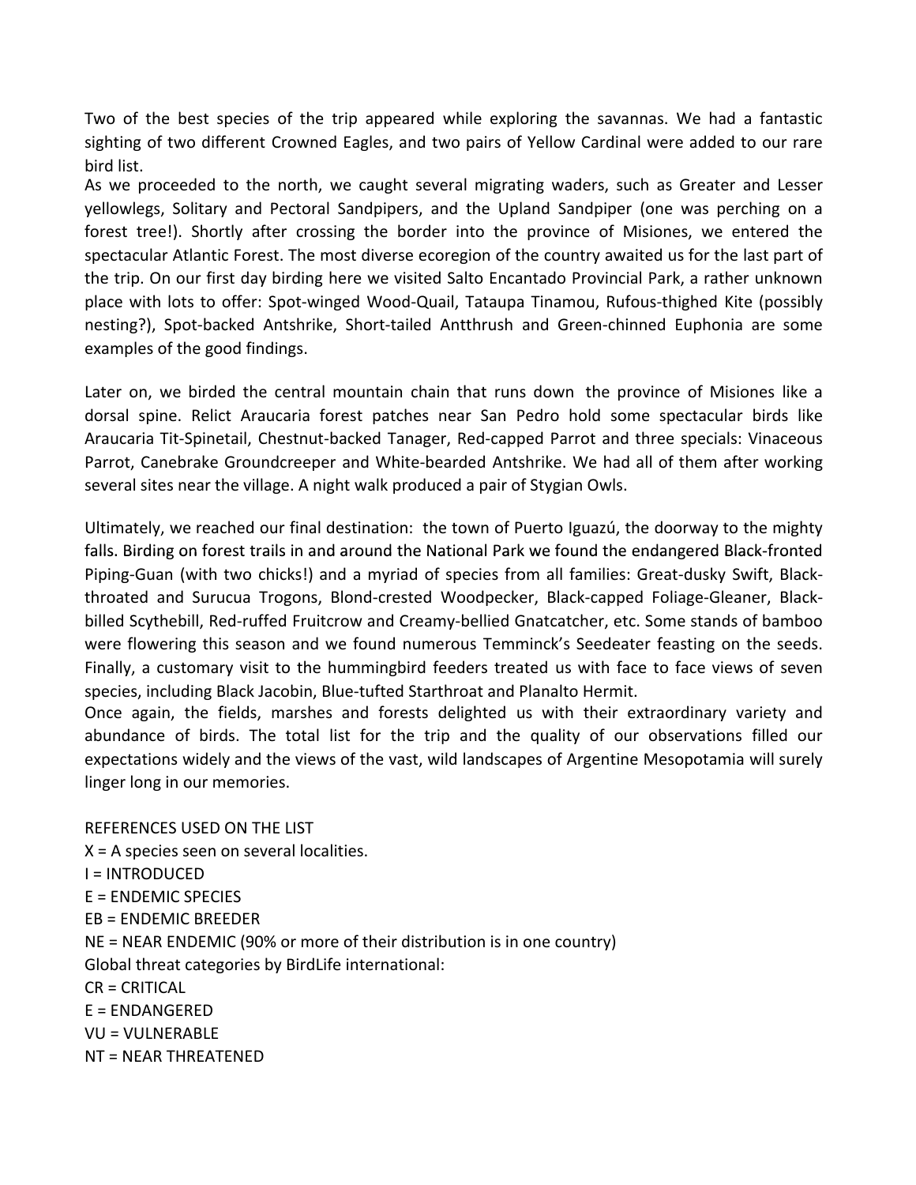Two of the best species of the trip appeared while exploring the savannas. We had a fantastic sighting of two different Crowned Eagles, and two pairs of Yellow Cardinal were added to our rare bird list.

As we proceeded to the north, we caught several migrating waders, such as Greater and Lesser yellowlegs, Solitary and Pectoral Sandpipers, and the Upland Sandpiper (one was perching on a forest tree!). Shortly after crossing the border into the province of Misiones, we entered the spectacular Atlantic Forest. The most diverse ecoregion of the country awaited us for the last part of the trip. On our first day birding here we visited Salto Encantado Provincial Park, a rather unknown place with lots to offer: Spot-winged Wood-Quail, Tataupa Tinamou, Rufous-thighed Kite (possibly nesting?), Spot-backed Antshrike, Short-tailed Antthrush and Green-chinned Euphonia are some examples of the good findings.

Later on, we birded the central mountain chain that runs down the province of Misiones like a dorsal spine. Relict Araucaria forest patches near San Pedro hold some spectacular birds like Araucaria Tit-Spinetail, Chestnut-backed Tanager, Red-capped Parrot and three specials: Vinaceous Parrot, Canebrake Groundcreeper and White-bearded Antshrike. We had all of them after working several sites near the village. A night walk produced a pair of Stygian Owls.

Ultimately, we reached our final destination: the town of Puerto Iguazú, the doorway to the mighty falls. Birding on forest trails in and around the National Park we found the endangered Black-fronted Piping-Guan (with two chicks!) and a myriad of species from all families: Great-dusky Swift, Black-throated and Surucua Trogons, Blond-crested Woodpecker, Black-capped Foliage-Gleaner, Black-billed Scythebill, Red-ruffed Fruitcrow and Creamy-bellied Gnatcatcher, etc. Some stands of bamboo were flowering this season and we found numerous Temminck's Seedeater feasting on the seeds. Finally, a customary visit to the hummingbird feeders treated us with face to face views of seven species, including Black Jacobin, Blue-tufted Starthroat and Planalto Hermit.

Once again, the fields, marshes and forests delighted us with their extraordinary variety and abundance of birds. The total list for the trip and the quality of our observations filled our expectations widely and the views of the vast, wild landscapes of Argentine Mesopotamia will surely linger long in our memories.

REFERENCES USED ON THE LIST

X = A species seen on several localities.
I = INTRODUCED
E = ENDEMIC SPECIES
EB = ENDEMIC BREEDER
NE = NEAR ENDEMIC (90% or more of their distribution is in one country)
Global threat categories by BirdLife international:
CR = CRITICAL
E = ENDANGERED
VU = VULNERABLE
NT = NEAR THREATENED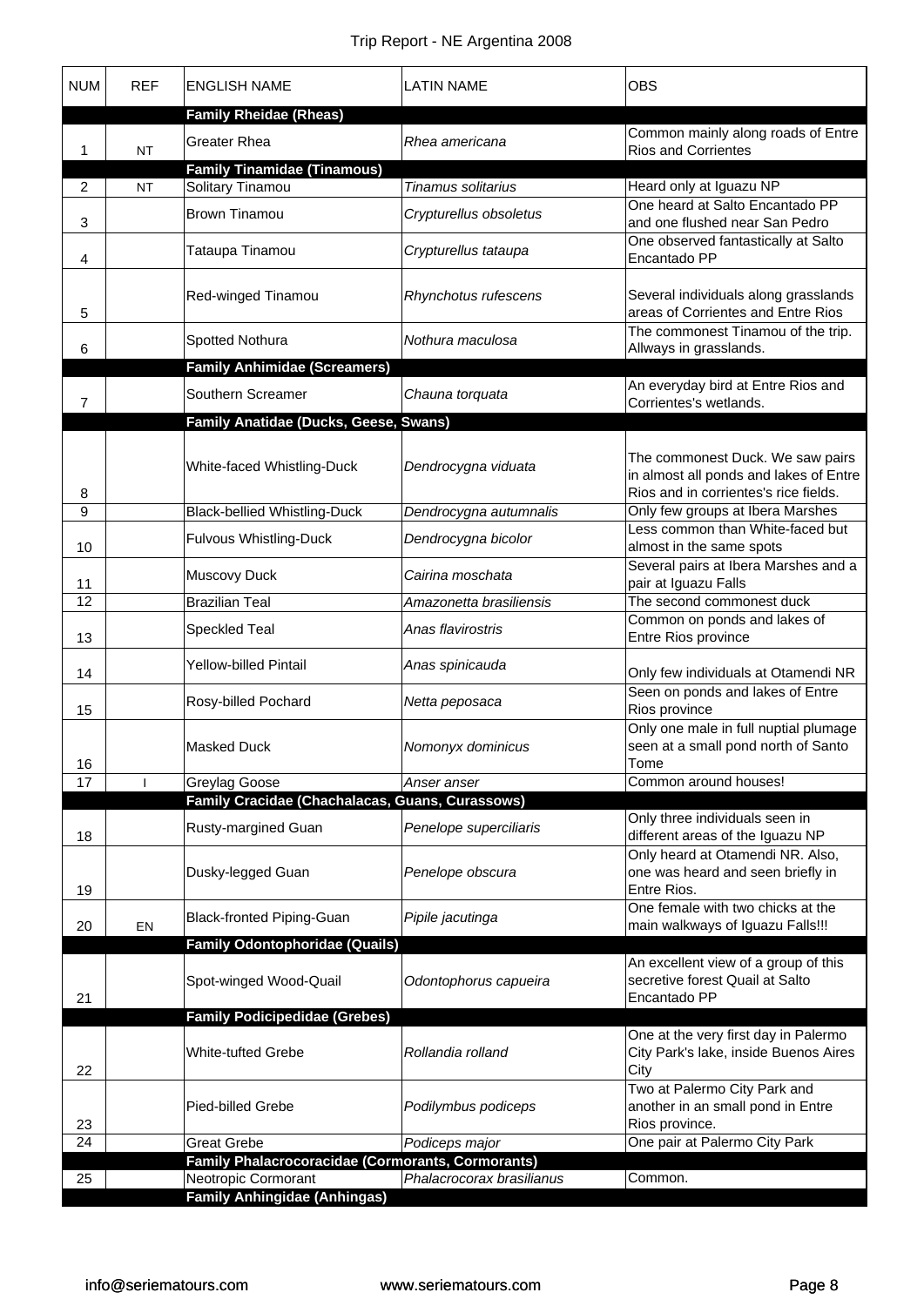| NUM | REF | ENGLISH NAME | LATIN NAME | OBS |
|---|---|---|---|---|
| | | **Family Rheidae (Rheas)** | | |
| 1 | NT | Greater Rhea | *Rhea americana* | Common mainly along roads of Entre Rios and Corrientes |
| | | **Family Tinamidae (Tinamous)** | | |
| 2 | NT | Solitary Tinamou | *Tinamus solitarius* | Heard only at Iguazu NP |
| 3 | | Brown Tinamou | *Crypturellus obsoletus* | One heard at Salto Encantado PP and one flushed near San Pedro |
| 4 | | Tataupa Tinamou | *Crypturellus tataupa* | One observed fantastically at Salto Encantado PP |
| 5 | | Red-winged Tinamou | *Rhynchotus rufescens* | Several individuals along grasslands areas of Corrientes and Entre Rios |
| 6 | | Spotted Nothura | *Nothura maculosa* | The commonest Tinamou of the trip. Allways in grasslands. |
| | | **Family Anhimidae (Screamers)** | | |
| 7 | | Southern Screamer | *Chauna torquata* | An everyday bird at Entre Rios and Corrientes's wetlands. |
| | | **Family Anatidae (Ducks, Geese, Swans)** | | |
| 8 | | White-faced Whistling-Duck | *Dendrocygna viduata* | The commonest Duck. We saw pairs in almost all ponds and lakes of Entre Rios and in corrientes's rice fields. |
| 9 | | Black-bellied Whistling-Duck | *Dendrocygna autumnalis* | Only few groups at Ibera Marshes |
| 10 | | Fulvous Whistling-Duck | *Dendrocygna bicolor* | Less common than White-faced but almost in the same spots |
| 11 | | Muscovy Duck | *Cairina moschata* | Several pairs at Ibera Marshes and a pair at Iguazu Falls |
| 12 | | Brazilian Teal | *Amazonetta brasiliensis* | The second commonest duck |
| 13 | | Speckled Teal | *Anas flavirostris* | Common on ponds and lakes of Entre Rios province |
| 14 | | Yellow-billed Pintail | *Anas spinicauda* | Only few individuals at Otamendi NR |
| 15 | | Rosy-billed Pochard | *Netta peposaca* | Seen on ponds and lakes of Entre Rios province |
| 16 | | Masked Duck | *Nomonyx dominicus* | Only one male in full nuptial plumage seen at a small pond north of Santo Tome |
| 17 | I | Greylag Goose | *Anser anser* | Common around houses! |
| | | **Family Cracidae (Chachalacas, Guans, Curassows)** | | |
| 18 | | Rusty-margined Guan | *Penelope superciliaris* | Only three individuals seen in different areas of the Iguazu NP |
| 19 | | Dusky-legged Guan | *Penelope obscura* | Only heard at Otamendi NR. Also, one was heard and seen briefly in Entre Rios. |
| 20 | EN | Black-fronted Piping-Guan | *Pipile jacutinga* | One female with two chicks at the main walkways of Iguazu Falls!!! |
| | | **Family Odontophoridae (Quails)** | | |
| 21 | | Spot-winged Wood-Quail | *Odontophorus capueira* | An excellent view of a group of this secretive forest Quail at Salto Encantado PP |
| | | **Family Podicipedidae (Grebes)** | | |
| 22 | | White-tufted Grebe | *Rollandia rolland* | One at the very first day in Palermo City Park's lake, inside Buenos Aires City |
| 23 | | Pied-billed Grebe | *Podilymbus podiceps* | Two at Palermo City Park and another in an small pond in Entre Rios province. |
| 24 | | Great Grebe | *Podiceps major* | One pair at Palermo City Park |
| | | **Family Phalacrocoracidae (Cormorants, Cormorants)** | | |
| 25 | | Neotropic Cormorant | *Phalacrocorax brasilianus* | Common. |
| | | **Family Anhingidae (Anhingas)** | | |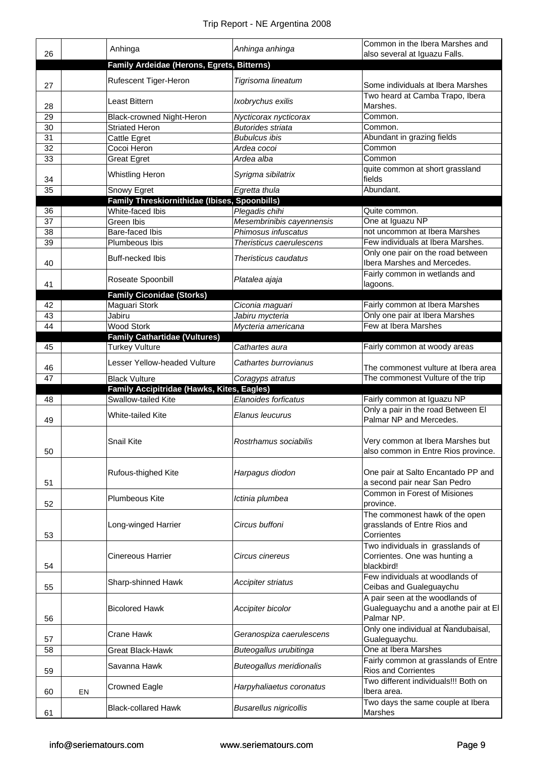| | | | | |
|---|---|---|---|---|
| 26 | | Anhinga | *Anhinga anhinga* | Common in the Ibera Marshes and also several at Iguazu Falls. |
| | | **Family Ardeidae (Herons, Egrets, Bitterns)** | | |
| 27 | | Rufescent Tiger-Heron | *Tigrisoma lineatum* | Some individuals at Ibera Marshes |
| 28 | | Least Bittern | *Ixobrychus exilis* | Two heard at Camba Trapo, Ibera Marshes. |
| 29 | | Black-crowned Night-Heron | *Nycticorax nycticorax* | Common. |
| 30 | | Striated Heron | *Butorides striata* | Common. |
| 31 | | Cattle Egret | *Bubulcus ibis* | Abundant in grazing fields |
| 32 | | Cocoi Heron | *Ardea cocoi* | Common |
| 33 | | Great Egret | *Ardea alba* | Common |
| 34 | | Whistling Heron | *Syrigma sibilatrix* | quite common at short grassland fields |
| 35 | | Snowy Egret | *Egretta thula* | Abundant. |
| | | **Family Threskiornithidae (Ibises, Spoonbills)** | | |
| 36 | | White-faced Ibis | *Plegadis chihi* | Quite common. |
| 37 | | Green Ibis | *Mesembrinibis cayennensis* | One at Iguazu NP |
| 38 | | Bare-faced Ibis | *Phimosus infuscatus* | not uncommon at Ibera Marshes |
| 39 | | Plumbeous Ibis | *Theristicus caerulescens* | Few individuals at Ibera Marshes. |
| 40 | | Buff-necked Ibis | *Theristicus caudatus* | Only one pair on the road between Ibera Marshes and Mercedes. |
| 41 | | Roseate Spoonbill | *Platalea ajaja* | Fairly common in wetlands and lagoons. |
| | | **Family Ciconidae (Storks)** | | |
| 42 | | Maguari Stork | *Ciconia maguari* | Fairly common at Ibera Marshes |
| 43 | | Jabiru | *Jabiru mycteria* | Only one pair at Ibera Marshes |
| 44 | | Wood Stork | *Mycteria americana* | Few at Ibera Marshes |
| | | **Family Cathartidae (Vultures)** | | |
| 45 | | Turkey Vulture | *Cathartes aura* | Fairly common at woody areas |
| 46 | | Lesser Yellow-headed Vulture | *Cathartes burrovianus* | The commonest vulture at Ibera area |
| 47 | | Black Vulture | *Coragyps atratus* | The commonest Vulture of the trip |
| | | **Family Accipitridae (Hawks, Kites, Eagles)** | | |
| 48 | | Swallow-tailed Kite | *Elanoides forficatus* | Fairly common at Iguazu NP |
| 49 | | White-tailed Kite | *Elanus leucurus* | Only a pair in the road Between El Palmar NP and Mercedes. |
| 50 | | Snail Kite | *Rostrhamus sociabilis* | Very common at Ibera Marshes but also common in Entre Rios province. |
| 51 | | Rufous-thighed Kite | *Harpagus diodon* | One pair at Salto Encantado PP and a second pair near San Pedro |
| 52 | | Plumbeous Kite | *Ictinia plumbea* | Common in Forest of Misiones province. |
| 53 | | Long-winged Harrier | *Circus buffoni* | The commonest hawk of the open grasslands of Entre Rios and Corrientes |
| 54 | | Cinereous Harrier | *Circus cinereus* | Two individuals in grasslands of Corrientes. One was hunting a blackbird! |
| 55 | | Sharp-shinned Hawk | *Accipiter striatus* | Few individuals at woodlands of Ceibas and Gualeguaychu |
| 56 | | Bicolored Hawk | *Accipiter bicolor* | A pair seen at the woodlands of Gualeguaychu and a anothe pair at El Palmar NP. |
| 57 | | Crane Hawk | *Geranospiza caerulescens* | Only one individual at Ñandubaisal, Gualeguaychu. |
| 58 | | Great Black-Hawk | *Buteogallus urubitinga* | One at Ibera Marshes |
| 59 | | Savanna Hawk | *Buteogallus meridionalis* | Fairly common at grasslands of Entre Rios and Corrientes |
| 60 | EN | Crowned Eagle | *Harpyhaliaetus coronatus* | Two different individuals!!! Both on Ibera area. |
| 61 | | Black-collared Hawk | *Busarellus nigricollis* | Two days the same couple at Ibera Marshes |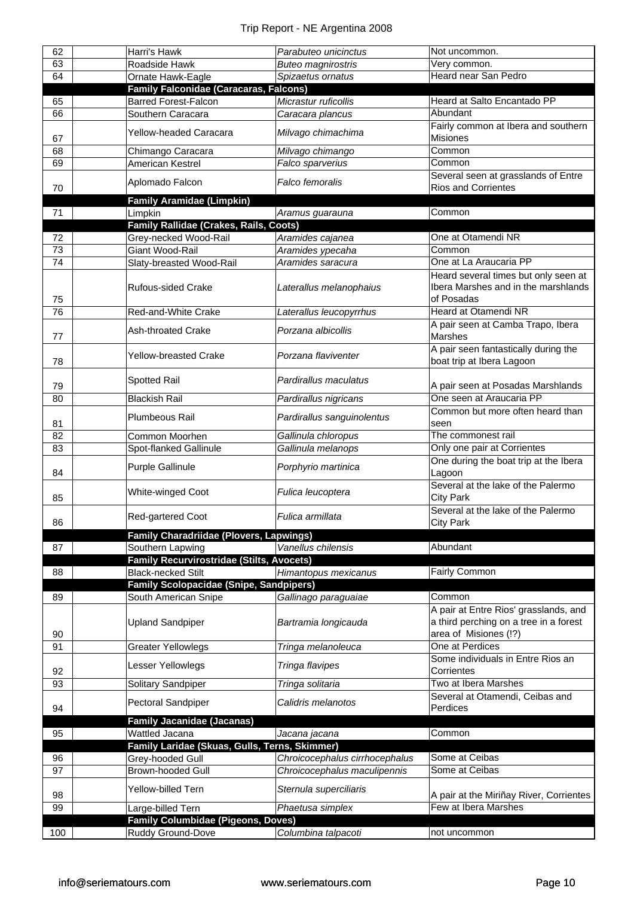| | | | | |
|---|---|---|---|---|
| 62 | | Harri's Hawk | *Parabuteo unicinctus* | Not uncommon. |
| 63 | | Roadside Hawk | *Buteo magnirostris* | Very common. |
| 64 | | Ornate Hawk-Eagle | *Spizaetus ornatus* | Heard near San Pedro |
| | | **Family Falconidae (Caracaras, Falcons)** | | |
| 65 | | Barred Forest-Falcon | *Micrastur ruficollis* | Heard at Salto Encantado PP |
| 66 | | Southern Caracara | *Caracara plancus* | Abundant |
| 67 | | Yellow-headed Caracara | *Milvago chimachima* | Fairly common at Ibera and southern Misiones |
| 68 | | Chimango Caracara | *Milvago chimango* | Common |
| 69 | | American Kestrel | *Falco sparverius* | Common |
| 70 | | Aplomado Falcon | *Falco femoralis* | Several seen at grasslands of Entre Rios and Corrientes |
| | | **Family Aramidae (Limpkin)** | | |
| 71 | | Limpkin | *Aramus guarauna* | Common |
| | | **Family Rallidae (Crakes, Rails, Coots)** | | |
| 72 | | Grey-necked Wood-Rail | *Aramides cajanea* | One at Otamendi NR |
| 73 | | Giant Wood-Rail | *Aramides ypecaha* | Common |
| 74 | | Slaty-breasted Wood-Rail | *Aramides saracura* | One at La Araucaria PP |
| 75 | | Rufous-sided Crake | *Laterallus melanophaius* | Heard several times but only seen at Ibera Marshes and in the marshlands of Posadas |
| 76 | | Red-and-White Crake | *Laterallus leucopyrrhus* | Heard at Otamendi NR |
| 77 | | Ash-throated Crake | *Porzana albicollis* | A pair seen at Camba Trapo, Ibera Marshes |
| 78 | | Yellow-breasted Crake | *Porzana flaviventer* | A pair seen fantastically during the boat trip at Ibera Lagoon |
| 79 | | Spotted Rail | *Pardirallus maculatus* | A pair seen at Posadas Marshlands |
| 80 | | Blackish Rail | *Pardirallus nigricans* | One seen at Araucaria PP |
| 81 | | Plumbeous Rail | *Pardirallus sanguinolentus* | Common but more often heard than seen |
| 82 | | Common Moorhen | *Gallinula chloropus* | The commonest rail |
| 83 | | Spot-flanked Gallinule | *Gallinula melanops* | Only one pair at Corrientes |
| 84 | | Purple Gallinule | *Porphyrio martinica* | One during the boat trip at the Ibera Lagoon |
| 85 | | White-winged Coot | *Fulica leucoptera* | Several at the lake of the Palermo City Park |
| 86 | | Red-gartered Coot | *Fulica armillata* | Several at the lake of the Palermo City Park |
| | | **Family Charadriidae (Plovers, Lapwings)** | | |
| 87 | | Southern Lapwing | *Vanellus chilensis* | Abundant |
| | | **Family Recurvirostridae (Stilts, Avocets)** | | |
| 88 | | Black-necked Stilt | *Himantopus mexicanus* | Fairly Common |
| | | **Family Scolopacidae (Snipe, Sandpipers)** | | |
| 89 | | South American Snipe | *Gallinago paraguaiae* | Common |
| 90 | | Upland Sandpiper | *Bartramia longicauda* | A pair at Entre Rios' grasslands, and a third perching on a tree in a forest area of Misiones (!?) |
| 91 | | Greater Yellowlegs | *Tringa melanoleuca* | One at Perdices |
| 92 | | Lesser Yellowlegs | *Tringa flavipes* | Some individuals in Entre Rios an Corrientes |
| 93 | | Solitary Sandpiper | *Tringa solitaria* | Two at Ibera Marshes |
| 94 | | Pectoral Sandpiper | *Calidris melanotos* | Several at Otamendi, Ceibas and Perdices |
| | | **Family Jacanidae (Jacanas)** | | |
| 95 | | Wattled Jacana | *Jacana jacana* | Common |
| | | **Family Laridae (Skuas, Gulls, Terns, Skimmer)** | | |
| 96 | | Grey-hooded Gull | *Chroicocephalus cirrhocephalus* | Some at Ceibas |
| 97 | | Brown-hooded Gull | *Chroicocephalus maculipennis* | Some at Ceibas |
| 98 | | Yellow-billed Tern | *Sternula superciliaris* | A pair at the Miriñay River, Corrientes |
| 99 | | Large-billed Tern | *Phaetusa simplex* | Few at Ibera Marshes |
| | | **Family Columbidae (Pigeons, Doves)** | | |
| 100 | | Ruddy Ground-Dove | *Columbina talpacoti* | not uncommon |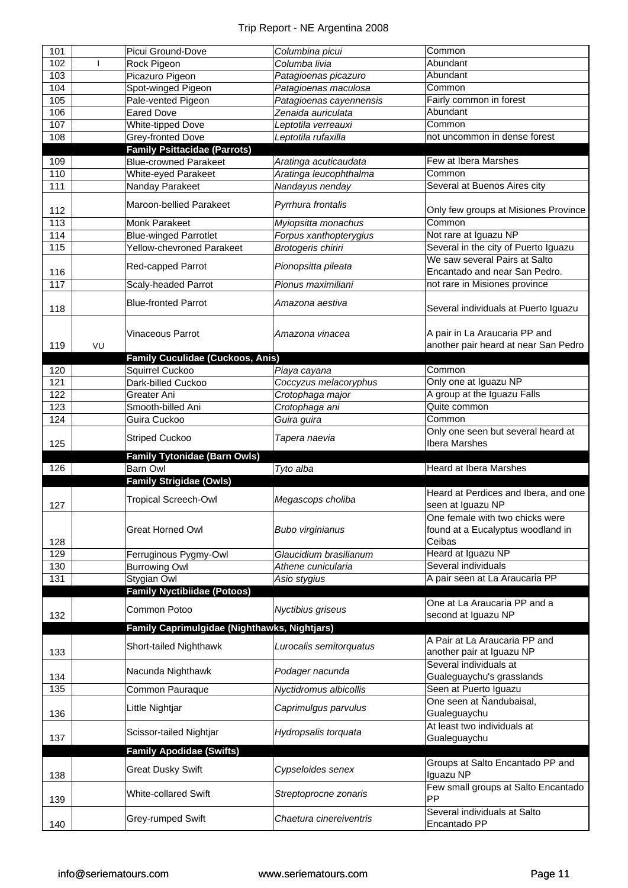| | | | | |
|---|---|---|---|---|
| 101 | | Picui Ground-Dove | *Columbina picui* | Common |
| 102 | I | Rock Pigeon | *Columba livia* | Abundant |
| 103 | | Picazuro Pigeon | *Patagioenas picazuro* | Abundant |
| 104 | | Spot-winged Pigeon | *Patagioenas maculosa* | Common |
| 105 | | Pale-vented Pigeon | *Patagioenas cayennensis* | Fairly common in forest |
| 106 | | Eared Dove | *Zenaida auriculata* | Abundant |
| 107 | | White-tipped Dove | *Leptotila verreauxi* | Common |
| 108 | | Grey-fronted Dove | *Leptotila rufaxilla* | not uncommon in dense forest |
| | | **Family Psittacidae (Parrots)** | | |
| 109 | | Blue-crowned Parakeet | *Aratinga acuticaudata* | Few at Ibera Marshes |
| 110 | | White-eyed Parakeet | *Aratinga leucophthalma* | Common |
| 111 | | Nanday Parakeet | *Nandayus nenday* | Several at Buenos Aires city |
| 112 | | Maroon-bellied Parakeet | *Pyrrhura frontalis* | Only few groups at Misiones Province |
| 113 | | Monk Parakeet | *Myiopsitta monachus* | Common |
| 114 | | Blue-winged Parrotlet | *Forpus xanthopterygius* | Not rare at Iguazu NP |
| 115 | | Yellow-chevroned Parakeet | *Brotogeris chiriri* | Several in the city of Puerto Iguazu |
| 116 | | Red-capped Parrot | *Pionopsitta pileata* | We saw several Pairs at Salto Encantado and near San Pedro. |
| 117 | | Scaly-headed Parrot | *Pionus maximiliani* | not rare in Misiones province |
| 118 | | Blue-fronted Parrot | *Amazona aestiva* | Several individuals at Puerto Iguazu |
| 119 | VU | Vinaceous Parrot | *Amazona vinacea* | A pair in La Araucaria PP and another pair heard at near San Pedro |
| | | **Family Cuculidae (Cuckoos, Anis)** | | |
| 120 | | Squirrel Cuckoo | *Piaya cayana* | Common |
| 121 | | Dark-billed Cuckoo | *Coccyzus melacoryphus* | Only one at Iguazu NP |
| 122 | | Greater Ani | *Crotophaga major* | A group at the Iguazu Falls |
| 123 | | Smooth-billed Ani | *Crotophaga ani* | Quite common |
| 124 | | Guira Cuckoo | *Guira guira* | Common |
| 125 | | Striped Cuckoo | *Tapera naevia* | Only one seen but several heard at Ibera Marshes |
| | | **Family Tytonidae (Barn Owls)** | | |
| 126 | | Barn Owl | *Tyto alba* | Heard at Ibera Marshes |
| | | **Family Strigidae (Owls)** | | |
| 127 | | Tropical Screech-Owl | *Megascops choliba* | Heard at Perdices and Ibera, and one seen at Iguazu NP |
| 128 | | Great Horned Owl | *Bubo virginianus* | One female with two chicks were found at a Eucalyptus woodland in Ceibas |
| 129 | | Ferruginous Pygmy-Owl | *Glaucidium brasilianum* | Heard at Iguazu NP |
| 130 | | Burrowing Owl | *Athene cunicularia* | Several individuals |
| 131 | | Stygian Owl | *Asio stygius* | A pair seen at La Araucaria PP |
| | | **Family Nyctibiidae (Potoos)** | | |
| 132 | | Common Potoo | *Nyctibius griseus* | One at La Araucaria PP and a second at Iguazu NP |
| | | **Family Caprimulgidae (Nighthawks, Nightjars)** | | |
| 133 | | Short-tailed Nighthawk | *Lurocalis semitorquatus* | A Pair at La Araucaria PP and another pair at Iguazu NP |
| 134 | | Nacunda Nighthawk | *Podager nacunda* | Several individuals at Gualeguaychu's grasslands |
| 135 | | Common Pauraque | *Nyctidromus albicollis* | Seen at Puerto Iguazu |
| 136 | | Little Nightjar | *Caprimulgus parvulus* | One seen at Ñandubaisal, Gualeguaychu |
| 137 | | Scissor-tailed Nightjar | *Hydropsalis torquata* | At least two individuals at Gualeguaychu |
| | | **Family Apodidae (Swifts)** | | |
| 138 | | Great Dusky Swift | *Cypseloides senex* | Groups at Salto Encantado PP and Iguazu NP |
| 139 | | White-collared Swift | *Streptoprocne zonaris* | Few small groups at Salto Encantado PP |
| 140 | | Grey-rumped Swift | *Chaetura cinereiventris* | Several individuals at Salto Encantado PP |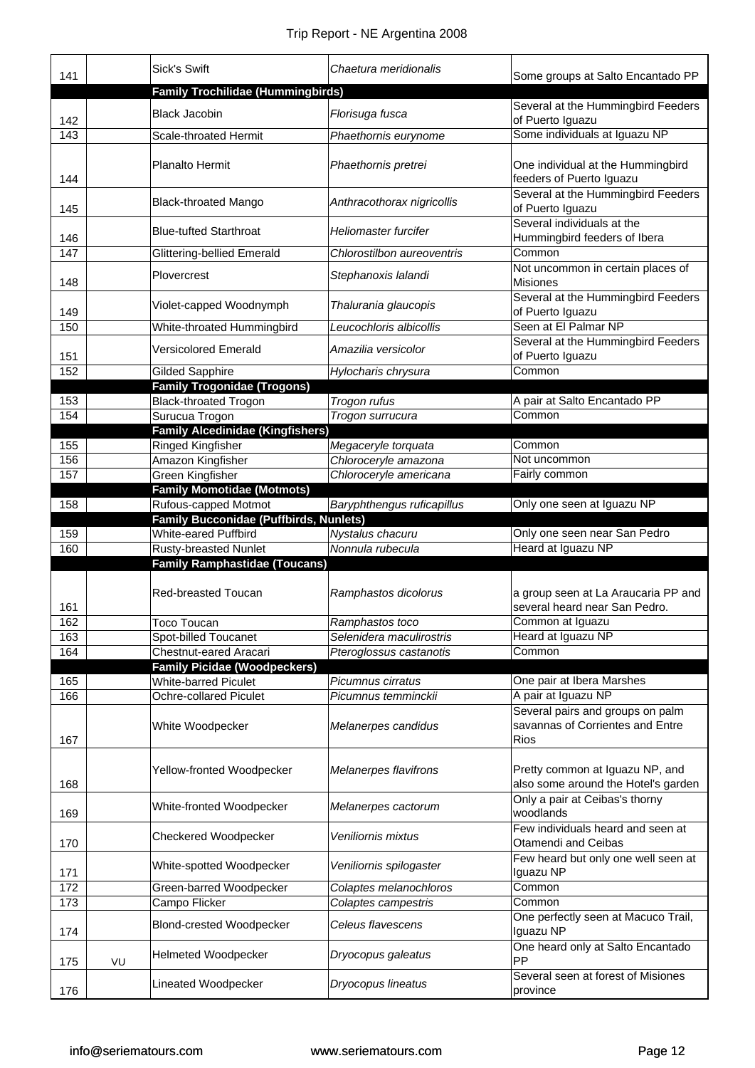| | | | | |
|---|---|---|---|---|
| 141 | | Sick's Swift | *Chaetura meridionalis* | Some groups at Salto Encantado PP |
| | | **Family Trochilidae (Hummingbirds)** | | |
| 142 | | Black Jacobin | *Florisuga fusca* | Several at the Hummingbird Feeders of Puerto Iguazu |
| 143 | | Scale-throated Hermit | *Phaethornis eurynome* | Some individuals at Iguazu NP |
| 144 | | Planalto Hermit | *Phaethornis pretrei* | One individual at the Hummingbird feeders of Puerto Iguazu |
| 145 | | Black-throated Mango | *Anthracothorax nigricollis* | Several at the Hummingbird Feeders of Puerto Iguazu |
| 146 | | Blue-tufted Starthroat | *Heliomaster furcifer* | Several individuals at the Hummingbird feeders of Ibera |
| 147 | | Glittering-bellied Emerald | *Chlorostilbon aureoventris* | Common |
| 148 | | Plovercrest | *Stephanoxis lalandi* | Not uncommon in certain places of Misiones |
| 149 | | Violet-capped Woodnymph | *Thalurania glaucopis* | Several at the Hummingbird Feeders of Puerto Iguazu |
| 150 | | White-throated Hummingbird | *Leucochloris albicollis* | Seen at El Palmar NP |
| 151 | | Versicolored Emerald | *Amazilia versicolor* | Several at the Hummingbird Feeders of Puerto Iguazu |
| 152 | | Gilded Sapphire | *Hylocharis chrysura* | Common |
| | | **Family Trogonidae (Trogons)** | | |
| 153 | | Black-throated Trogon | *Trogon rufus* | A pair at Salto Encantado PP |
| 154 | | Surucua Trogon | *Trogon surrucura* | Common |
| | | **Family Alcedinidae (Kingfishers)** | | |
| 155 | | Ringed Kingfisher | *Megaceryle torquata* | Common |
| 156 | | Amazon Kingfisher | *Chloroceryle amazona* | Not uncommon |
| 157 | | Green Kingfisher | *Chloroceryle americana* | Fairly common |
| | | **Family Momotidae (Motmots)** | | |
| 158 | | Rufous-capped Motmot | *Baryphthengus ruficapillus* | Only one seen at Iguazu NP |
| | | **Family Bucconidae (Puffbirds, Nunlets)** | | |
| 159 | | White-eared Puffbird | *Nystalus chacuru* | Only one seen near San Pedro |
| 160 | | Rusty-breasted Nunlet | *Nonnula rubecula* | Heard at Iguazu NP |
| | | **Family Ramphastidae (Toucans)** | | |
| 161 | | Red-breasted Toucan | *Ramphastos dicolorus* | a group seen at La Araucaria PP and several heard near San Pedro. |
| 162 | | Toco Toucan | *Ramphastos toco* | Common at Iguazu |
| 163 | | Spot-billed Toucanet | *Selenidera maculirostris* | Heard at Iguazu NP |
| 164 | | Chestnut-eared Aracari | *Pteroglossus castanotis* | Common |
| | | **Family Picidae (Woodpeckers)** | | |
| 165 | | White-barred Piculet | *Picumnus cirratus* | One pair at Ibera Marshes |
| 166 | | Ochre-collared Piculet | *Picumnus temminckii* | A pair at Iguazu NP |
| 167 | | White Woodpecker | *Melanerpes candidus* | Several pairs and groups on palm savannas of Corrientes and Entre Rios |
| 168 | | Yellow-fronted Woodpecker | *Melanerpes flavifrons* | Pretty common at Iguazu NP, and also some around the Hotel's garden |
| 169 | | White-fronted Woodpecker | *Melanerpes cactorum* | Only a pair at Ceibas's thorny woodlands |
| 170 | | Checkered Woodpecker | *Veniliornis mixtus* | Few individuals heard and seen at Otamendi and Ceibas |
| 171 | | White-spotted Woodpecker | *Veniliornis spilogaster* | Few heard but only one well seen at Iguazu NP |
| 172 | | Green-barred Woodpecker | *Colaptes melanochloros* | Common |
| 173 | | Campo Flicker | *Colaptes campestris* | Common |
| 174 | | Blond-crested Woodpecker | *Celeus flavescens* | One perfectly seen at Macuco Trail, Iguazu NP |
| 175 | VU | Helmeted Woodpecker | *Dryocopus galeatus* | One heard only at Salto Encantado PP |
| 176 | | Lineated Woodpecker | *Dryocopus lineatus* | Several seen at forest of Misiones province |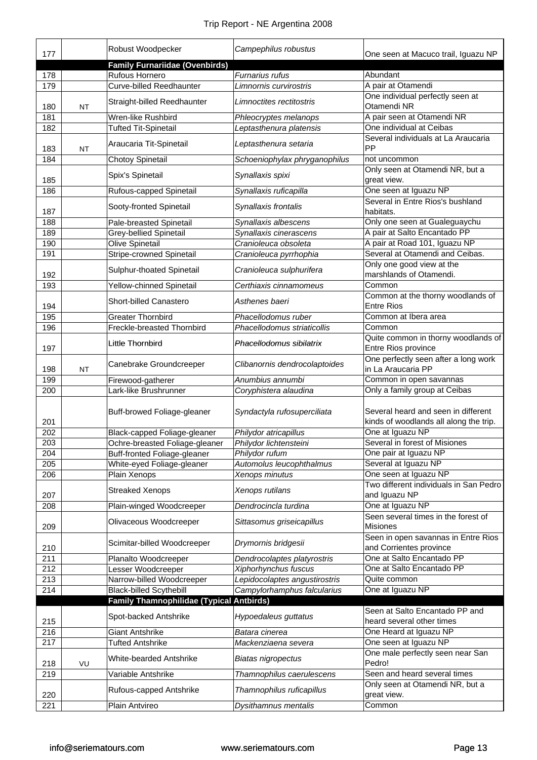| | | | | |
|---|---|---|---|---|
| 177 | | Robust Woodpecker | *Campephilus robustus* | One seen at Macuco trail, Iguazu NP |
| | | **Family Furnariidae (Ovenbirds)** | | |
| 178 | | Rufous Hornero | *Furnarius rufus* | Abundant |
| 179 | | Curve-billed Reedhaunter | *Limnornis curvirostris* | A pair at Otamendi |
| 180 | NT | Straight-billed Reedhaunter | *Limnoctites rectitostris* | One individual perfectly seen at Otamendi NR |
| 181 | | Wren-like Rushbird | *Phleocryptes melanops* | A pair seen at Otamendi NR |
| 182 | | Tufted Tit-Spinetail | *Leptasthenura platensis* | One individual at Ceibas |
| 183 | NT | Araucaria Tit-Spinetail | *Leptasthenura setaria* | Several individuals at La Araucaria PP |
| 184 | | Chotoy Spinetail | *Schoeniophylax phryganophilus* | not uncommon |
| 185 | | Spix's Spinetail | *Synallaxis spixi* | Only seen at Otamendi NR, but a great view. |
| 186 | | Rufous-capped Spinetail | *Synallaxis ruficapilla* | One seen at Iguazu NP |
| 187 | | Sooty-fronted Spinetail | *Synallaxis frontalis* | Several in Entre Rios's bushland habitats. |
| 188 | | Pale-breasted Spinetail | *Synallaxis albescens* | Only one seen at Gualeguaychu |
| 189 | | Grey-bellied Spinetail | *Synallaxis cinerascens* | A pair at Salto Encantado PP |
| 190 | | Olive Spinetail | *Cranioleuca obsoleta* | A pair at Road 101, Iguazu NP |
| 191 | | Stripe-crowned Spinetail | *Cranioleuca pyrrhophia* | Several at Otamendi and Ceibas. |
| 192 | | Sulphur-thoated Spinetail | *Cranioleuca sulphurifera* | Only one good view at the marshlands of Otamendi. |
| 193 | | Yellow-chinned Spinetail | *Certhiaxis cinnamomeus* | Common |
| 194 | | Short-billed Canastero | *Asthenes baeri* | Common at the thorny woodlands of Entre Rios |
| 195 | | Greater Thornbird | *Phacellodomus ruber* | Common at Ibera area |
| 196 | | Freckle-breasted Thornbird | *Phacellodomus striaticollis* | Common |
| 197 | | Little Thornbird | *Phacellodomus sibilatrix* | Quite common in thorny woodlands of Entre Rios province |
| 198 | NT | Canebrake Groundcreeper | *Clibanornis dendrocolaptoides* | One perfectly seen after a long work in La Araucaria PP |
| 199 | | Firewood-gatherer | *Anumbius annumbi* | Common in open savannas |
| 200 | | Lark-like Brushrunner | *Coryphistera alaudina* | Only a family group at Ceibas |
| 201 | | Buff-browed Foliage-gleaner | *Syndactyla rufosuperciliata* | Several heard and seen in different kinds of woodlands all along the trip. |
| 202 | | Black-capped Foliage-gleaner | *Philydor atricapillus* | One at Iguazu NP |
| 203 | | Ochre-breasted Foliage-gleaner | *Philydor lichtensteini* | Several in forest of Misiones |
| 204 | | Buff-fronted Foliage-gleaner | *Philydor rufum* | One pair at Iguazu NP |
| 205 | | White-eyed Foliage-gleaner | *Automolus leucophthalmus* | Several at Iguazu NP |
| 206 | | Plain Xenops | *Xenops minutus* | One seen at Iguazu NP |
| 207 | | Streaked Xenops | *Xenops rutilans* | Two different individuals in San Pedro and Iguazu NP |
| 208 | | Plain-winged Woodcreeper | *Dendrocincla turdina* | One at Iguazu NP |
| 209 | | Olivaceous Woodcreeper | *Sittasomus griseicapillus* | Seen several times in the forest of Misiones |
| 210 | | Scimitar-billed Woodcreeper | *Drymornis bridgesii* | Seen in open savannas in Entre Rios and Corrientes province |
| 211 | | Planalto Woodcreeper | *Dendrocolaptes platyrostris* | One at Salto Encantado PP |
| 212 | | Lesser Woodcreeper | *Xiphorhynchus fuscus* | One at Salto Encantado PP |
| 213 | | Narrow-billed Woodcreeper | *Lepidocolaptes angustirostris* | Quite common |
| 214 | | Black-billed Scythebill | *Campylorhamphus falcularius* | One at Iguazu NP |
| | | **Family Thamnophilidae (Typical Antbirds)** | | |
| 215 | | Spot-backed Antshrike | *Hypoedaleus guttatus* | Seen at Salto Encantado PP and heard several other times |
| 216 | | Giant Antshrike | *Batara cinerea* | One Heard at Iguazu NP |
| 217 | | Tufted Antshrike | *Mackenziaena severa* | One seen at Iguazu NP |
| 218 | VU | White-bearded Antshrike | *Biatas nigropectus* | One male perfectly seen near San Pedro! |
| 219 | | Variable Antshrike | *Thamnophilus caerulescens* | Seen and heard several times |
| 220 | | Rufous-capped Antshrike | *Thamnophilus ruficapillus* | Only seen at Otamendi NR, but a great view. |
| 221 | | Plain Antvireo | *Dysithamnus mentalis* | Common |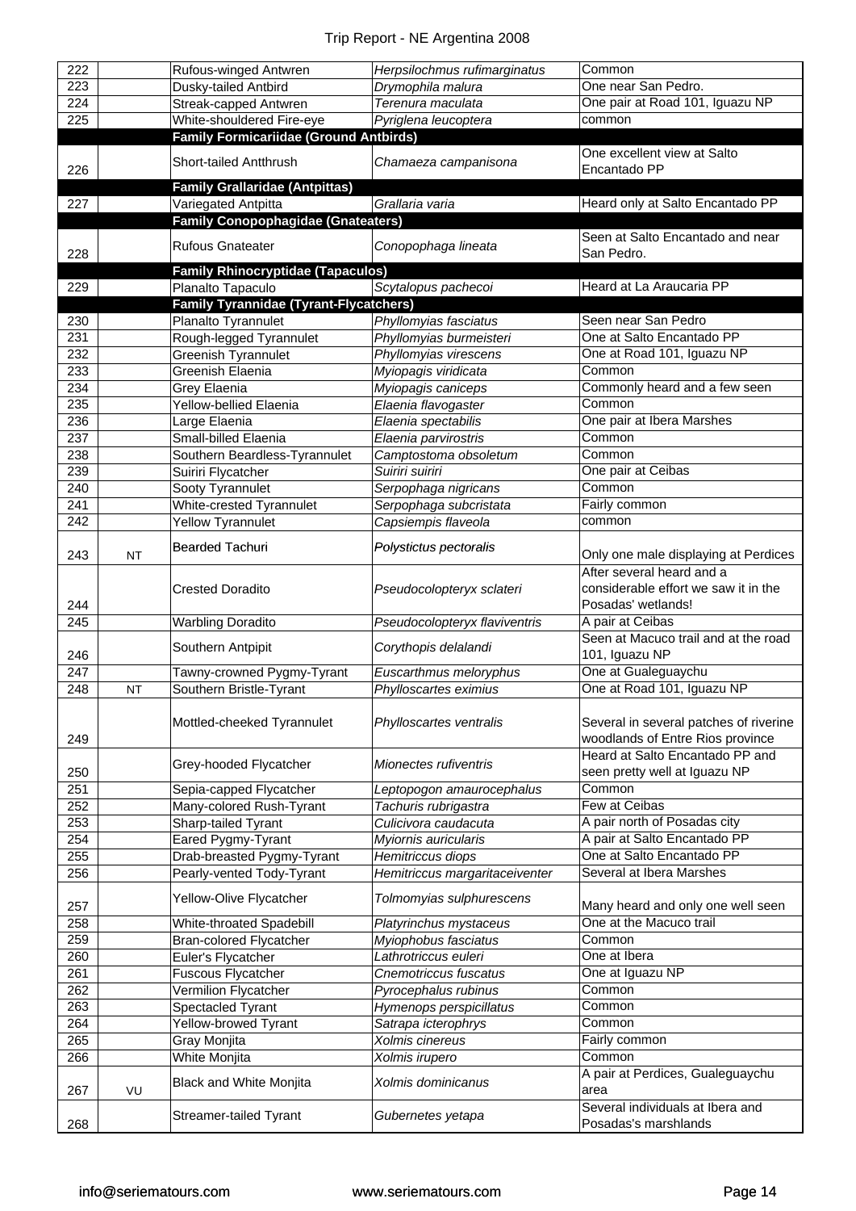| | | | | |
|---|---|---|---|---|
| 222 | | Rufous-winged Antwren | *Herpsilochmus rufimarginatus* | Common |
| 223 | | Dusky-tailed Antbird | *Drymophila malura* | One near San Pedro. |
| 224 | | Streak-capped Antwren | *Terenura maculata* | One pair at Road 101, Iguazu NP |
| 225 | | White-shouldered Fire-eye | *Pyriglena leucoptera* | common |
| | | **Family Formicariidae (Ground Antbirds)** | | |
| 226 | | Short-tailed Antthrush | *Chamaeza campanisona* | One excellent view at Salto Encantado PP |
| | | **Family Grallaridae (Antpittas)** | | |
| 227 | | Variegated Antpitta | *Grallaria varia* | Heard only at Salto Encantado PP |
| | | **Family Conopophagidae (Gnateaters)** | | |
| 228 | | Rufous Gnateater | *Conopophaga lineata* | Seen at Salto Encantado and near San Pedro. |
| | | **Family Rhinocryptidae (Tapaculos)** | | |
| 229 | | Planalto Tapaculo | *Scytalopus pachecoi* | Heard at La Araucaria PP |
| | | **Family Tyrannidae (Tyrant-Flycatchers)** | | |
| 230 | | Planalto Tyrannulet | *Phyllomyias fasciatus* | Seen near San Pedro |
| 231 | | Rough-legged Tyrannulet | *Phyllomyias burmeisteri* | One at Salto Encantado PP |
| 232 | | Greenish Tyrannulet | *Phyllomyias virescens* | One at Road 101, Iguazu NP |
| 233 | | Greenish Elaenia | *Myiopagis viridicata* | Common |
| 234 | | Grey Elaenia | *Myiopagis caniceps* | Commonly heard and a few seen |
| 235 | | Yellow-bellied Elaenia | *Elaenia flavogaster* | Common |
| 236 | | Large Elaenia | *Elaenia spectabilis* | One pair at Ibera Marshes |
| 237 | | Small-billed Elaenia | *Elaenia parvirostris* | Common |
| 238 | | Southern Beardless-Tyrannulet | *Camptostoma obsoletum* | Common |
| 239 | | Suiriri Flycatcher | *Suiriri suiriri* | One pair at Ceibas |
| 240 | | Sooty Tyrannulet | *Serpophaga nigricans* | Common |
| 241 | | White-crested Tyrannulet | *Serpophaga subcristata* | Fairly common |
| 242 | | Yellow Tyrannulet | *Capsiempis flaveola* | common |
| 243 | NT | Bearded Tachuri | *Polystictus pectoralis* | Only one male displaying at Perdices |
| 244 | | Crested Doradito | *Pseudocolopteryx sclateri* | After several heard and a considerable effort we saw it in the Posadas' wetlands! |
| 245 | | Warbling Doradito | *Pseudocolopteryx flaviventris* | A pair at Ceibas |
| 246 | | Southern Antpipit | *Corythopis delalandi* | Seen at Macuco trail and at the road 101, Iguazu NP |
| 247 | | Tawny-crowned Pygmy-Tyrant | *Euscarthmus meloryphus* | One at Gualeguaychu |
| 248 | NT | Southern Bristle-Tyrant | *Phylloscartes eximius* | One at Road 101, Iguazu NP |
| 249 | | Mottled-cheeked Tyrannulet | *Phylloscartes ventralis* | Several in several patches of riverine woodlands of Entre Rios province |
| 250 | | Grey-hooded Flycatcher | *Mionectes rufiventris* | Heard at Salto Encantado PP and seen pretty well at Iguazu NP |
| 251 | | Sepia-capped Flycatcher | *Leptopogon amaurocephalus* | Common |
| 252 | | Many-colored Rush-Tyrant | *Tachuris rubrigastra* | Few at Ceibas |
| 253 | | Sharp-tailed Tyrant | *Culicivora caudacuta* | A pair north of Posadas city |
| 254 | | Eared Pygmy-Tyrant | *Myiornis auricularis* | A pair at Salto Encantado PP |
| 255 | | Drab-breasted Pygmy-Tyrant | *Hemitriccus diops* | One at Salto Encantado PP |
| 256 | | Pearly-vented Tody-Tyrant | *Hemitriccus margaritaceiventer* | Several at Ibera Marshes |
| 257 | | Yellow-Olive Flycatcher | *Tolmomyias sulphurescens* | Many heard and only one well seen |
| 258 | | White-throated Spadebill | *Platyrinchus mystaceus* | One at the Macuco trail |
| 259 | | Bran-colored Flycatcher | *Myiophobus fasciatus* | Common |
| 260 | | Euler's Flycatcher | *Lathrotriccus euleri* | One at Ibera |
| 261 | | Fuscous Flycatcher | *Cnemotriccus fuscatus* | One at Iguazu NP |
| 262 | | Vermilion Flycatcher | *Pyrocephalus rubinus* | Common |
| 263 | | Spectacled Tyrant | *Hymenops perspicillatus* | Common |
| 264 | | Yellow-browed Tyrant | *Satrapa icterophrys* | Common |
| 265 | | Gray Monjita | *Xolmis cinereus* | Fairly common |
| 266 | | White Monjita | *Xolmis irupero* | Common |
| 267 | VU | Black and White Monjita | *Xolmis dominicanus* | A pair at Perdices, Gualeguaychu area |
| 268 | | Streamer-tailed Tyrant | *Gubernetes yetapa* | Several individuals at Ibera and Posadas's marshlands |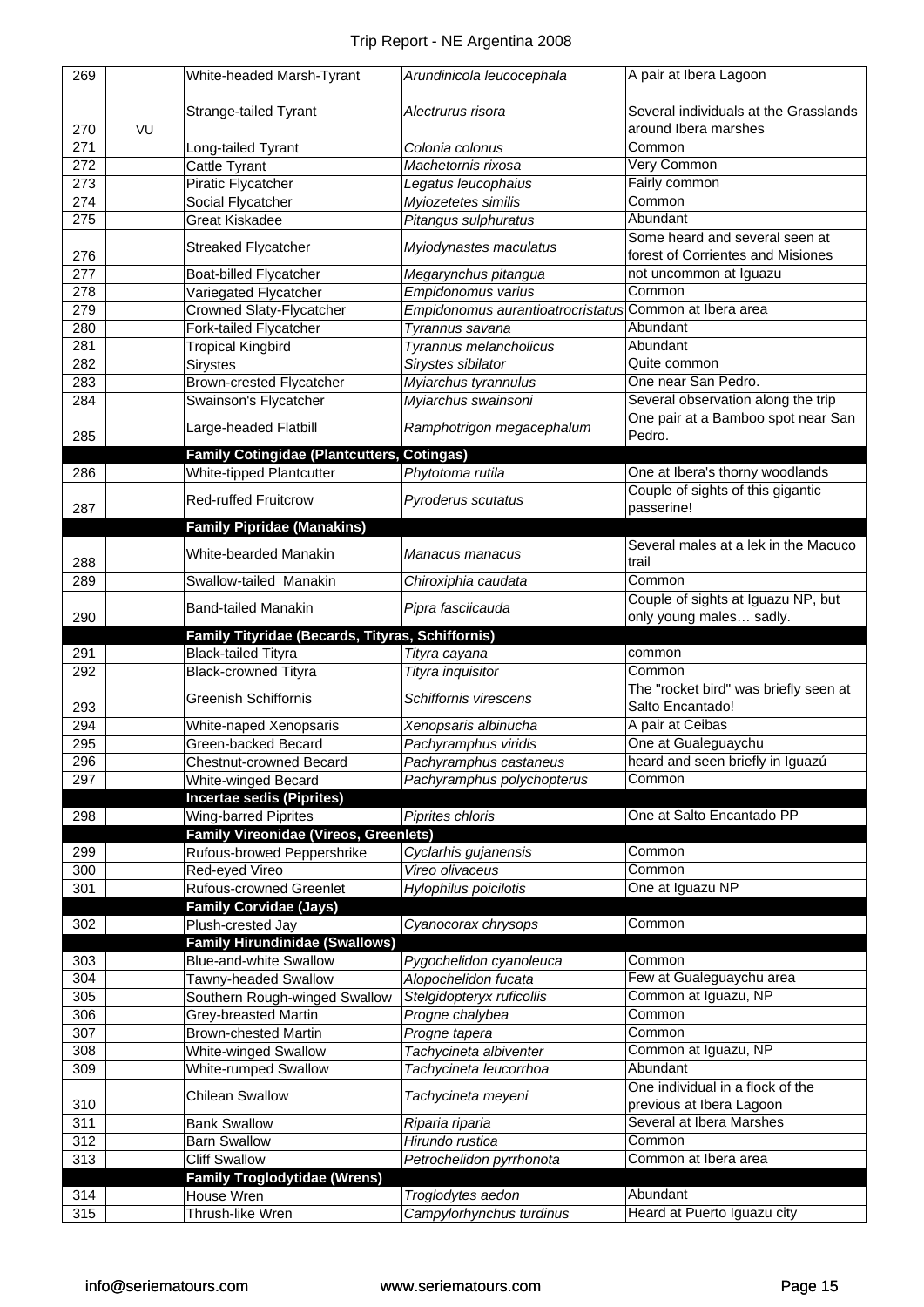| | | | | |
|---|---|---|---|---|
| 269 | | White-headed Marsh-Tyrant | *Arundinicola leucocephala* | A pair at Ibera Lagoon |
| 270 | VU | Strange-tailed Tyrant | *Alectrurus risora* | Several individuals at the Grasslands around Ibera marshes |
| 271 | | Long-tailed Tyrant | *Colonia colonus* | Common |
| 272 | | Cattle Tyrant | *Machetornis rixosa* | Very Common |
| 273 | | Piratic Flycatcher | *Legatus leucophaius* | Fairly common |
| 274 | | Social Flycatcher | *Myiozetetes similis* | Common |
| 275 | | Great Kiskadee | *Pitangus sulphuratus* | Abundant |
| 276 | | Streaked Flycatcher | *Myiodynastes maculatus* | Some heard and several seen at forest of Corrientes and Misiones |
| 277 | | Boat-billed Flycatcher | *Megarynchus pitangua* | not uncommon at Iguazu |
| 278 | | Variegated Flycatcher | *Empidonomus varius* | Common |
| 279 | | Crowned Slaty-Flycatcher | *Empidonomus aurantioatrocristatus* | Common at Ibera area |
| 280 | | Fork-tailed Flycatcher | *Tyrannus savana* | Abundant |
| 281 | | Tropical Kingbird | *Tyrannus melancholicus* | Abundant |
| 282 | | Sirystes | *Sirystes sibilator* | Quite common |
| 283 | | Brown-crested Flycatcher | *Myiarchus tyrannulus* | One near San Pedro. |
| 284 | | Swainson's Flycatcher | *Myiarchus swainsoni* | Several observation along the trip |
| 285 | | Large-headed Flatbill | *Ramphotrigon megacephalum* | One pair at a Bamboo spot near San Pedro. |
| | | **Family Cotingidae (Plantcutters, Cotingas)** | | |
| 286 | | White-tipped Plantcutter | *Phytotoma rutila* | One at Ibera's thorny woodlands |
| 287 | | Red-ruffed Fruitcrow | *Pyroderus scutatus* | Couple of sights of this gigantic passerine! |
| | | **Family Pipridae (Manakins)** | | |
| 288 | | White-bearded Manakin | *Manacus manacus* | Several males at a lek in the Macuco trail |
| 289 | | Swallow-tailed Manakin | *Chiroxiphia caudata* | Common |
| 290 | | Band-tailed Manakin | *Pipra fasciicauda* | Couple of sights at Iguazu NP, but only young males… sadly. |
| | | **Family Tityridae (Becards, Tityras, Schiffornis)** | | |
| 291 | | Black-tailed Tityra | *Tityra cayana* | common |
| 292 | | Black-crowned Tityra | *Tityra inquisitor* | Common |
| 293 | | Greenish Schiffornis | *Schiffornis virescens* | The "rocket bird" was briefly seen at Salto Encantado! |
| 294 | | White-naped Xenopsaris | *Xenopsaris albinucha* | A pair at Ceibas |
| 295 | | Green-backed Becard | *Pachyramphus viridis* | One at Gualeguaychu |
| 296 | | Chestnut-crowned Becard | *Pachyramphus castaneus* | heard and seen briefly in Iguazú |
| 297 | | White-winged Becard | *Pachyramphus polychopterus* | Common |
| | | **Incertae sedis (Piprites)** | | |
| 298 | | Wing-barred Piprites | *Piprites chloris* | One at Salto Encantado PP |
| | | **Family Vireonidae (Vireos, Greenlets)** | | |
| 299 | | Rufous-browed Peppershrike | *Cyclarhis gujanensis* | Common |
| 300 | | Red-eyed Vireo | *Vireo olivaceus* | Common |
| 301 | | Rufous-crowned Greenlet | *Hylophilus poicilotis* | One at Iguazu NP |
| | | **Family Corvidae (Jays)** | | |
| 302 | | Plush-crested Jay | *Cyanocorax chrysops* | Common |
| | | **Family Hirundinidae (Swallows)** | | |
| 303 | | Blue-and-white Swallow | *Pygochelidon cyanoleuca* | Common |
| 304 | | Tawny-headed Swallow | *Alopochelidon fucata* | Few at Gualeguaychu area |
| 305 | | Southern Rough-winged Swallow | *Stelgidopteryx ruficollis* | Common at Iguazu, NP |
| 306 | | Grey-breasted Martin | *Progne chalybea* | Common |
| 307 | | Brown-chested Martin | *Progne tapera* | Common |
| 308 | | White-winged Swallow | *Tachycineta albiventer* | Common at Iguazu, NP |
| 309 | | White-rumped Swallow | *Tachycineta leucorrhoa* | Abundant |
| 310 | | Chilean Swallow | *Tachycineta meyeni* | One individual in a flock of the previous at Ibera Lagoon |
| 311 | | Bank Swallow | *Riparia riparia* | Several at Ibera Marshes |
| 312 | | Barn Swallow | *Hirundo rustica* | Common |
| 313 | | Cliff Swallow | *Petrochelidon pyrrhonota* | Common at Ibera area |
| | | **Family Troglodytidae (Wrens)** | | |
| 314 | | House Wren | *Troglodytes aedon* | Abundant |
| 315 | | Thrush-like Wren | *Campylorhynchus turdinus* | Heard at Puerto Iguazu city |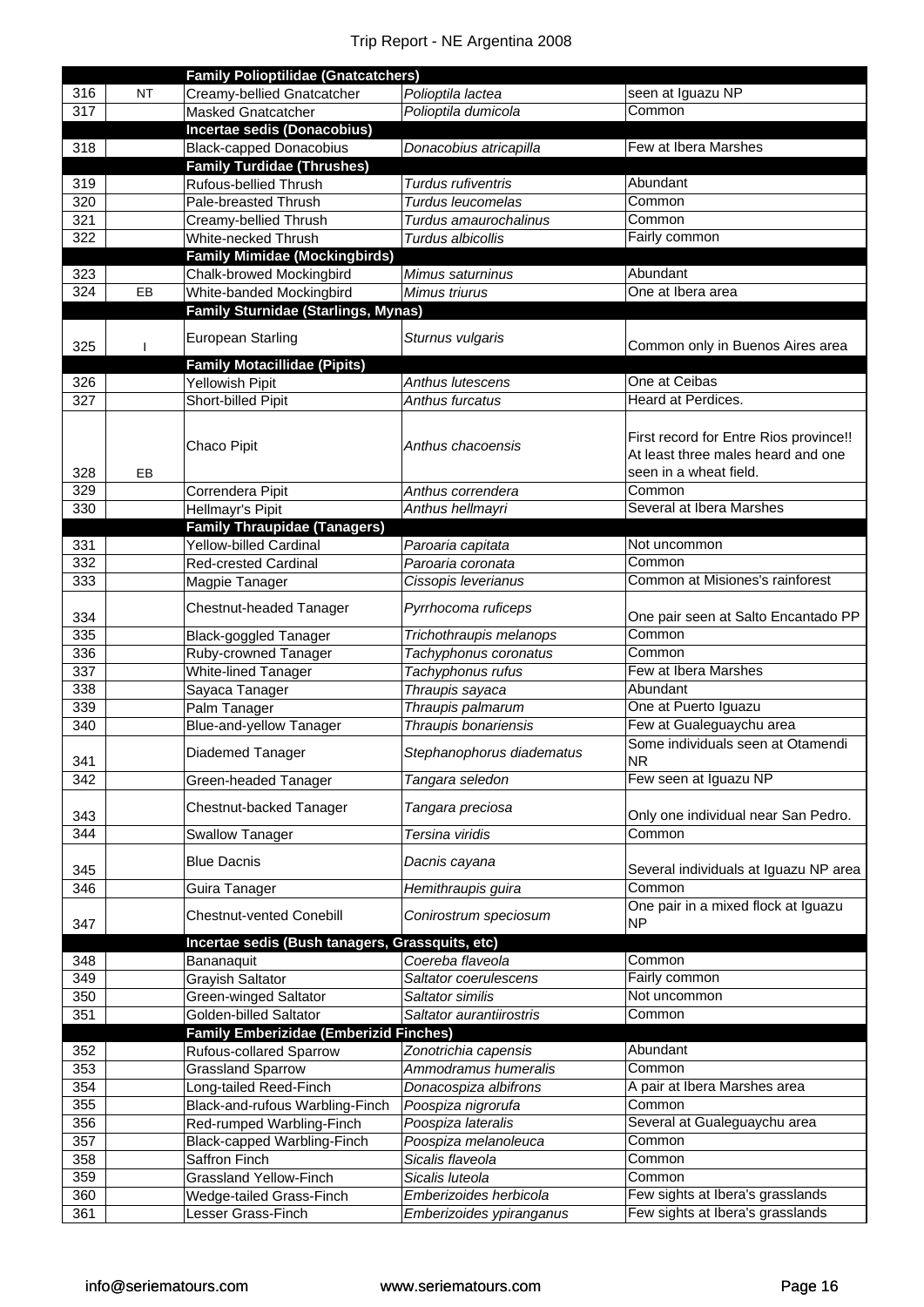| | | | | |
|---|---|---|---|---|
| | | **Family Polioptilidae (Gnatcatchers)** | | |
| 316 | NT | Creamy-bellied Gnatcatcher | *Polioptila lactea* | seen at Iguazu NP |
| 317 | | Masked Gnatcatcher | *Polioptila dumicola* | Common |
| | | **Incertae sedis (Donacobius)** | | |
| 318 | | Black-capped Donacobius | *Donacobius atricapilla* | Few at Ibera Marshes |
| | | **Family Turdidae (Thrushes)** | | |
| 319 | | Rufous-bellied Thrush | *Turdus rufiventris* | Abundant |
| 320 | | Pale-breasted Thrush | *Turdus leucomelas* | Common |
| 321 | | Creamy-bellied Thrush | *Turdus amaurochalinus* | Common |
| 322 | | White-necked Thrush | *Turdus albicollis* | Fairly common |
| | | **Family Mimidae (Mockingbirds)** | | |
| 323 | | Chalk-browed Mockingbird | *Mimus saturninus* | Abundant |
| 324 | EB | White-banded Mockingbird | *Mimus triurus* | One at Ibera area |
| | | **Family Sturnidae (Starlings, Mynas)** | | |
| 325 | I | European Starling | *Sturnus vulgaris* | Common only in Buenos Aires area |
| | | **Family Motacillidae (Pipits)** | | |
| 326 | | Yellowish Pipit | *Anthus lutescens* | One at Ceibas |
| 327 | | Short-billed Pipit | *Anthus furcatus* | Heard at Perdices. |
| 328 | EB | Chaco Pipit | *Anthus chacoensis* | First record for Entre Rios province!! At least three males heard and one seen in a wheat field. |
| 329 | | Correndera Pipit | *Anthus correndera* | Common |
| 330 | | Hellmayr's Pipit | *Anthus hellmayri* | Several at Ibera Marshes |
| | | **Family Thraupidae (Tanagers)** | | |
| 331 | | Yellow-billed Cardinal | *Paroaria capitata* | Not uncommon |
| 332 | | Red-crested Cardinal | *Paroaria coronata* | Common |
| 333 | | Magpie Tanager | *Cissopis leverianus* | Common at Misiones's rainforest |
| 334 | | Chestnut-headed Tanager | *Pyrrhocoma ruficeps* | One pair seen at Salto Encantado PP |
| 335 | | Black-goggled Tanager | *Trichothraupis melanops* | Common |
| 336 | | Ruby-crowned Tanager | *Tachyphonus coronatus* | Common |
| 337 | | White-lined Tanager | *Tachyphonus rufus* | Few at Ibera Marshes |
| 338 | | Sayaca Tanager | *Thraupis sayaca* | Abundant |
| 339 | | Palm Tanager | *Thraupis palmarum* | One at Puerto Iguazu |
| 340 | | Blue-and-yellow Tanager | *Thraupis bonariensis* | Few at Gualeguaychu area |
| 341 | | Diademed Tanager | *Stephanophorus diadematus* | Some individuals seen at Otamendi NR |
| 342 | | Green-headed Tanager | *Tangara seledon* | Few seen at Iguazu NP |
| 343 | | Chestnut-backed Tanager | *Tangara preciosa* | Only one individual near San Pedro. |
| 344 | | Swallow Tanager | *Tersina viridis* | Common |
| 345 | | Blue Dacnis | *Dacnis cayana* | Several individuals at Iguazu NP area |
| 346 | | Guira Tanager | *Hemithraupis guira* | Common |
| 347 | | Chestnut-vented Conebill | *Conirostrum speciosum* | One pair in a mixed flock at Iguazu NP |
| | | **Incertae sedis (Bush tanagers, Grassquits, etc)** | | |
| 348 | | Bananaquit | *Coereba flaveola* | Common |
| 349 | | Grayish Saltator | *Saltator coerulescens* | Fairly common |
| 350 | | Green-winged Saltator | *Saltator similis* | Not uncommon |
| 351 | | Golden-billed Saltator | *Saltator aurantiirostris* | Common |
| | | **Family Emberizidae (Emberizid Finches)** | | |
| 352 | | Rufous-collared Sparrow | *Zonotrichia capensis* | Abundant |
| 353 | | Grassland Sparrow | *Ammodramus humeralis* | Common |
| 354 | | Long-tailed Reed-Finch | *Donacospiza albifrons* | A pair at Ibera Marshes area |
| 355 | | Black-and-rufous Warbling-Finch | *Poospiza nigrorufa* | Common |
| 356 | | Red-rumped Warbling-Finch | *Poospiza lateralis* | Several at Gualeguaychu area |
| 357 | | Black-capped Warbling-Finch | *Poospiza melanoleuca* | Common |
| 358 | | Saffron Finch | *Sicalis flaveola* | Common |
| 359 | | Grassland Yellow-Finch | *Sicalis luteola* | Common |
| 360 | | Wedge-tailed Grass-Finch | *Emberizoides herbicola* | Few sights at Ibera's grasslands |
| 361 | | Lesser Grass-Finch | *Emberizoides ypiranganus* | Few sights at Ibera's grasslands |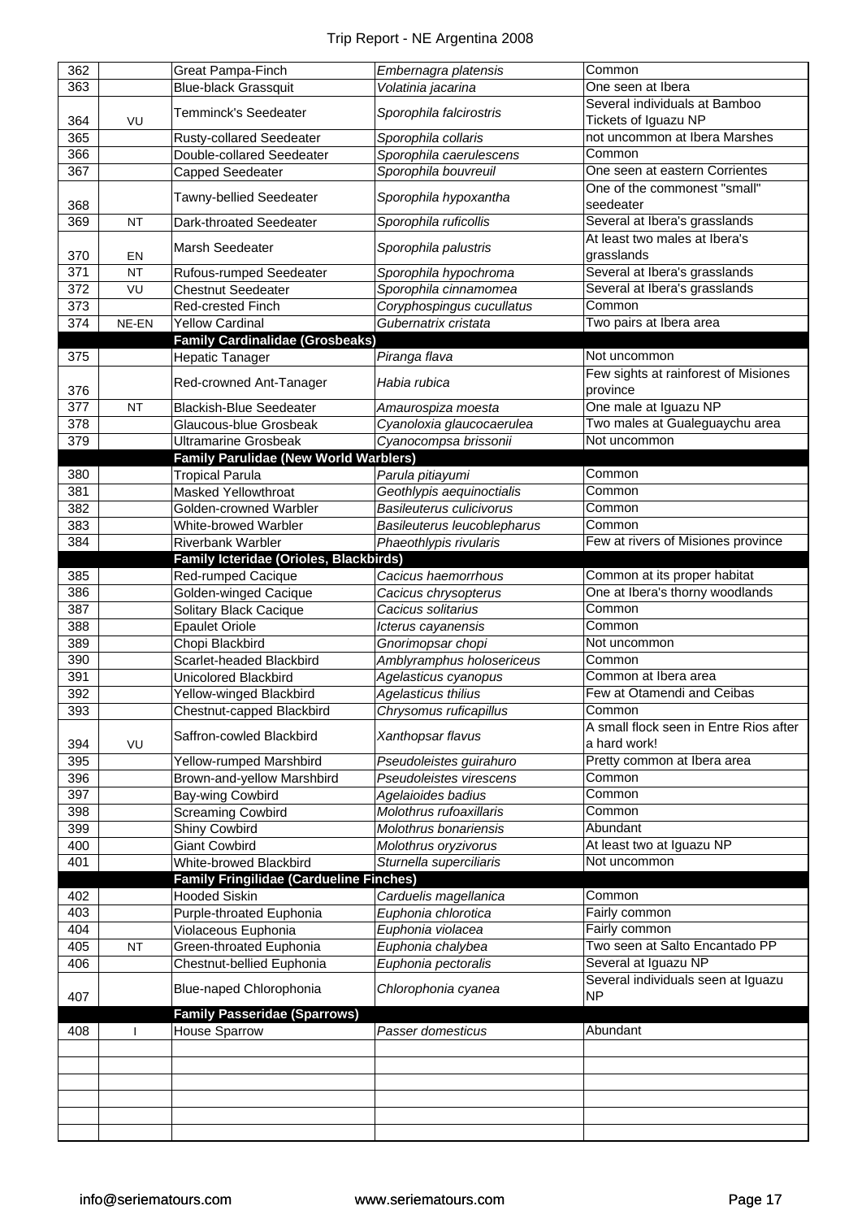| | | | | |
|---|---|---|---|---|
| 362 | | Great Pampa-Finch | *Embernagra platensis* | Common |
| 363 | | Blue-black Grassquit | *Volatinia jacarina* | One seen at Ibera |
| 364 | VU | Temminck's Seedeater | *Sporophila falcirostris* | Several individuals at Bamboo Tickets of Iguazu NP |
| 365 | | Rusty-collared Seedeater | *Sporophila collaris* | not uncommon at Ibera Marshes |
| 366 | | Double-collared Seedeater | *Sporophila caerulescens* | Common |
| 367 | | Capped Seedeater | *Sporophila bouvreuil* | One seen at eastern Corrientes |
| 368 | | Tawny-bellied Seedeater | *Sporophila hypoxantha* | One of the commonest "small" seedeater |
| 369 | NT | Dark-throated Seedeater | *Sporophila ruficollis* | Several at Ibera's grasslands |
| 370 | EN | Marsh Seedeater | *Sporophila palustris* | At least two males at Ibera's grasslands |
| 371 | NT | Rufous-rumped Seedeater | *Sporophila hypochroma* | Several at Ibera's grasslands |
| 372 | VU | Chestnut Seedeater | *Sporophila cinnamomea* | Several at Ibera's grasslands |
| 373 | | Red-crested Finch | *Coryphospingus cucullatus* | Common |
| 374 | NE-EN | Yellow Cardinal | *Gubernatrix cristata* | Two pairs at Ibera area |
| | | **Family Cardinalidae (Grosbeaks)** | | |
| 375 | | Hepatic Tanager | *Piranga flava* | Not uncommon |
| 376 | | Red-crowned Ant-Tanager | *Habia rubica* | Few sights at rainforest of Misiones province |
| 377 | NT | Blackish-Blue Seedeater | *Amaurospiza moesta* | One male at Iguazu NP |
| 378 | | Glaucous-blue Grosbeak | *Cyanoloxia glaucocaerulea* | Two males at Gualeguaychu area |
| 379 | | Ultramarine Grosbeak | *Cyanocompsa brissonii* | Not uncommon |
| | | **Family Parulidae (New World Warblers)** | | |
| 380 | | Tropical Parula | *Parula pitiayumi* | Common |
| 381 | | Masked Yellowthroat | *Geothlypis aequinoctialis* | Common |
| 382 | | Golden-crowned Warbler | *Basileuterus culicivorus* | Common |
| 383 | | White-browed Warbler | *Basileuterus leucoblepharus* | Common |
| 384 | | Riverbank Warbler | *Phaeothlypis rivularis* | Few at rivers of Misiones province |
| | | **Family Icteridae (Orioles, Blackbirds)** | | |
| 385 | | Red-rumped Cacique | *Cacicus haemorrhous* | Common at its proper habitat |
| 386 | | Golden-winged Cacique | *Cacicus chrysopterus* | One at Ibera's thorny woodlands |
| 387 | | Solitary Black Cacique | *Cacicus solitarius* | Common |
| 388 | | Epaulet Oriole | *Icterus cayanensis* | Common |
| 389 | | Chopi Blackbird | *Gnorimopsar chopi* | Not uncommon |
| 390 | | Scarlet-headed Blackbird | *Amblyramphus holosericeus* | Common |
| 391 | | Unicolored Blackbird | *Agelasticus cyanopus* | Common at Ibera area |
| 392 | | Yellow-winged Blackbird | *Agelasticus thilius* | Few at Otamendi and Ceibas |
| 393 | | Chestnut-capped Blackbird | *Chrysomus ruficapillus* | Common |
| 394 | VU | Saffron-cowled Blackbird | *Xanthopsar flavus* | A small flock seen in Entre Rios after a hard work! |
| 395 | | Yellow-rumped Marshbird | *Pseudoleistes guirahuro* | Pretty common at Ibera area |
| 396 | | Brown-and-yellow Marshbird | *Pseudoleistes virescens* | Common |
| 397 | | Bay-wing Cowbird | *Agelaioides badius* | Common |
| 398 | | Screaming Cowbird | *Molothrus rufoaxillaris* | Common |
| 399 | | Shiny Cowbird | *Molothrus bonariensis* | Abundant |
| 400 | | Giant Cowbird | *Molothrus oryzivorus* | At least two at Iguazu NP |
| 401 | | White-browed Blackbird | *Sturnella superciliaris* | Not uncommon |
| | | **Family Fringilidae (Cardueline Finches)** | | |
| 402 | | Hooded Siskin | *Carduelis magellanica* | Common |
| 403 | | Purple-throated Euphonia | *Euphonia chlorotica* | Fairly common |
| 404 | | Violaceous Euphonia | *Euphonia violacea* | Fairly common |
| 405 | NT | Green-throated Euphonia | *Euphonia chalybea* | Two seen at Salto Encantado PP |
| 406 | | Chestnut-bellied Euphonia | *Euphonia pectoralis* | Several at Iguazu NP |
| 407 | | Blue-naped Chlorophonia | *Chlorophonia cyanea* | Several individuals seen at Iguazu NP |
| | | **Family Passeridae (Sparrows)** | | |
| 408 | I | House Sparrow | *Passer domesticus* | Abundant |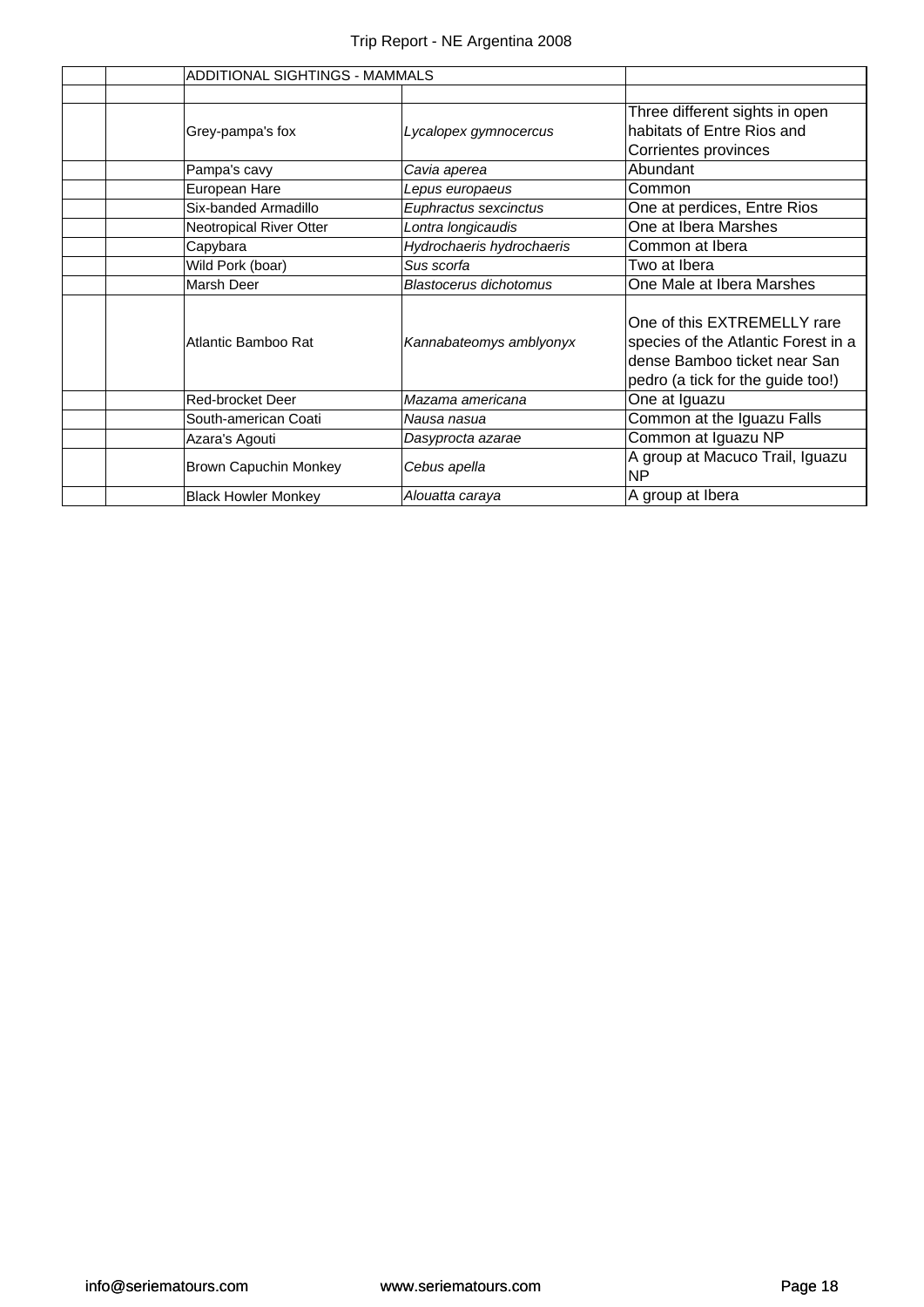| | | | | |
|---|---|---|---|---|
| | | ADDITIONAL SIGHTINGS - MAMMALS | | |
| | | | | |
| | | Grey-pampa's fox | *Lycalopex gymnocercus* | Three different sights in open habitats of Entre Rios and Corrientes provinces |
| | | Pampa's cavy | *Cavia aperea* | Abundant |
| | | European Hare | *Lepus europaeus* | Common |
| | | Six-banded Armadillo | *Euphractus sexcinctus* | One at perdices, Entre Rios |
| | | Neotropical River Otter | *Lontra longicaudis* | One at Ibera Marshes |
| | | Capybara | *Hydrochaeris hydrochaeris* | Common at Ibera |
| | | Wild Pork (boar) | *Sus scorfa* | Two at Ibera |
| | | Marsh Deer | *Blastocerus dichotomus* | One Male at Ibera Marshes |
| | | Atlantic Bamboo Rat | *Kannabateomys amblyonyx* | One of this EXTREMELLY rare species of the Atlantic Forest in a dense Bamboo ticket near San pedro (a tick for the guide too!) |
| | | Red-brocket Deer | *Mazama americana* | One at Iguazu |
| | | South-american Coati | *Nausa nasua* | Common at the Iguazu Falls |
| | | Azara's Agouti | *Dasyprocta azarae* | Common at Iguazu NP |
| | | Brown Capuchin Monkey | *Cebus apella* | A group at Macuco Trail, Iguazu NP |
| | | Black Howler Monkey | *Alouatta caraya* | A group at Ibera |